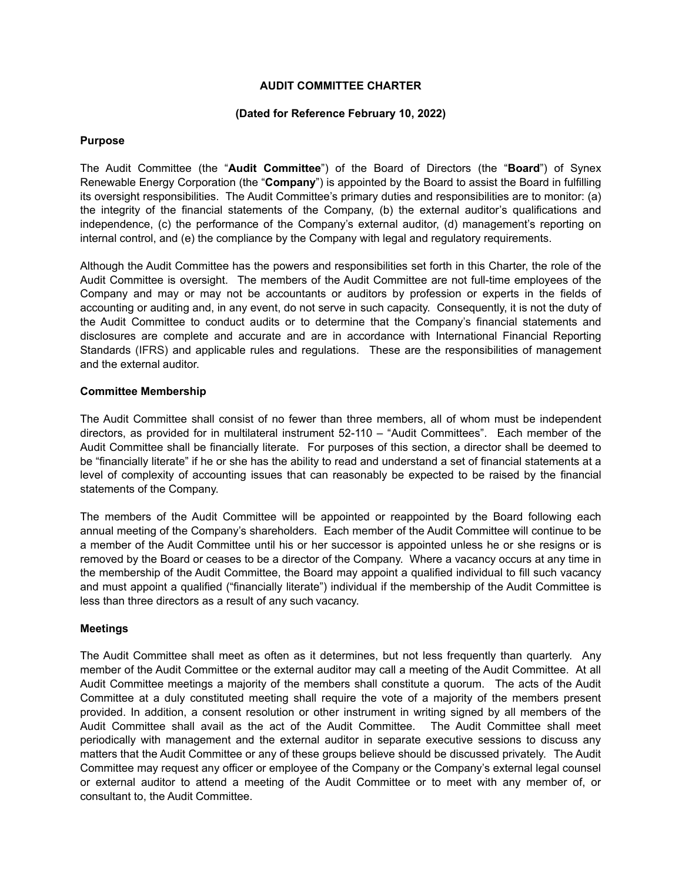# AUDIT COMMITTEE CHARTER

**(Dated for Reference February 10, 2022)**

## Purpose

The Audit Committee (the "**Audit Committee**") of the Board of Directors (the "**Board**") of Synex Renewable Energy Corporation (the "**Company**") is appointed by the Board to assist the Board in fulfilling its oversight responsibilities. The Audit Committee's primary duties and responsibilities are to monitor: (a) the integrity of the financial statements of the Company, (b) the external auditor's qualifications and independence, (c) the performance of the Company's external auditor, (d) management's reporting on internal control, and (e) the compliance by the Company with legal and regulatory requirements.

Although the Audit Committee has the powers and responsibilities set forth in this Charter, the role of the Audit Committee is oversight. The members of the Audit Committee are not full-time employees of the Company and may or may not be accountants or auditors by profession or experts in the fields of accounting or auditing and, in any event, do not serve in such capacity. Consequently, it is not the duty of the Audit Committee to conduct audits or to determine that the Company's financial statements and disclosures are complete and accurate and are in accordance with International Financial Reporting Standards (IFRS) and applicable rules and regulations. These are the responsibilities of management and the external auditor.

## Committee Membership

The Audit Committee shall consist of no fewer than three members, all of whom must be independent directors, as provided for in multilateral instrument 52-110 – "Audit Committees". Each member of the Audit Committee shall be financially literate. For purposes of this section, a director shall be deemed to be "financially literate" if he or she has the ability to read and understand a set of financial statements at a level of complexity of accounting issues that can reasonably be expected to be raised by the financial statements of the Company.

The members of the Audit Committee will be appointed or reappointed by the Board following each annual meeting of the Company's shareholders. Each member of the Audit Committee will continue to be a member of the Audit Committee until his or her successor is appointed unless he or she resigns or is removed by the Board or ceases to be a director of the Company. Where a vacancy occurs at any time in the membership of the Audit Committee, the Board may appoint a qualified individual to fill such vacancy and must appoint a qualified ("financially literate") individual if the membership of the Audit Committee is less than three directors as a result of any such vacancy.

## Meetings

The Audit Committee shall meet as often as it determines, but not less frequently than quarterly. Any member of the Audit Committee or the external auditor may call a meeting of the Audit Committee. At all Audit Committee meetings a majority of the members shall constitute a quorum. The acts of the Audit Committee at a duly constituted meeting shall require the vote of a majority of the members present provided. In addition, a consent resolution or other instrument in writing signed by all members of the Audit Committee shall avail as the act of the Audit Committee. The Audit Committee shall meet periodically with management and the external auditor in separate executive sessions to discuss any matters that the Audit Committee or any of these groups believe should be discussed privately. The Audit Committee may request any officer or employee of the Company or the Company's external legal counsel or external auditor to attend a meeting of the Audit Committee or to meet with any member of, or consultant to, the Audit Committee.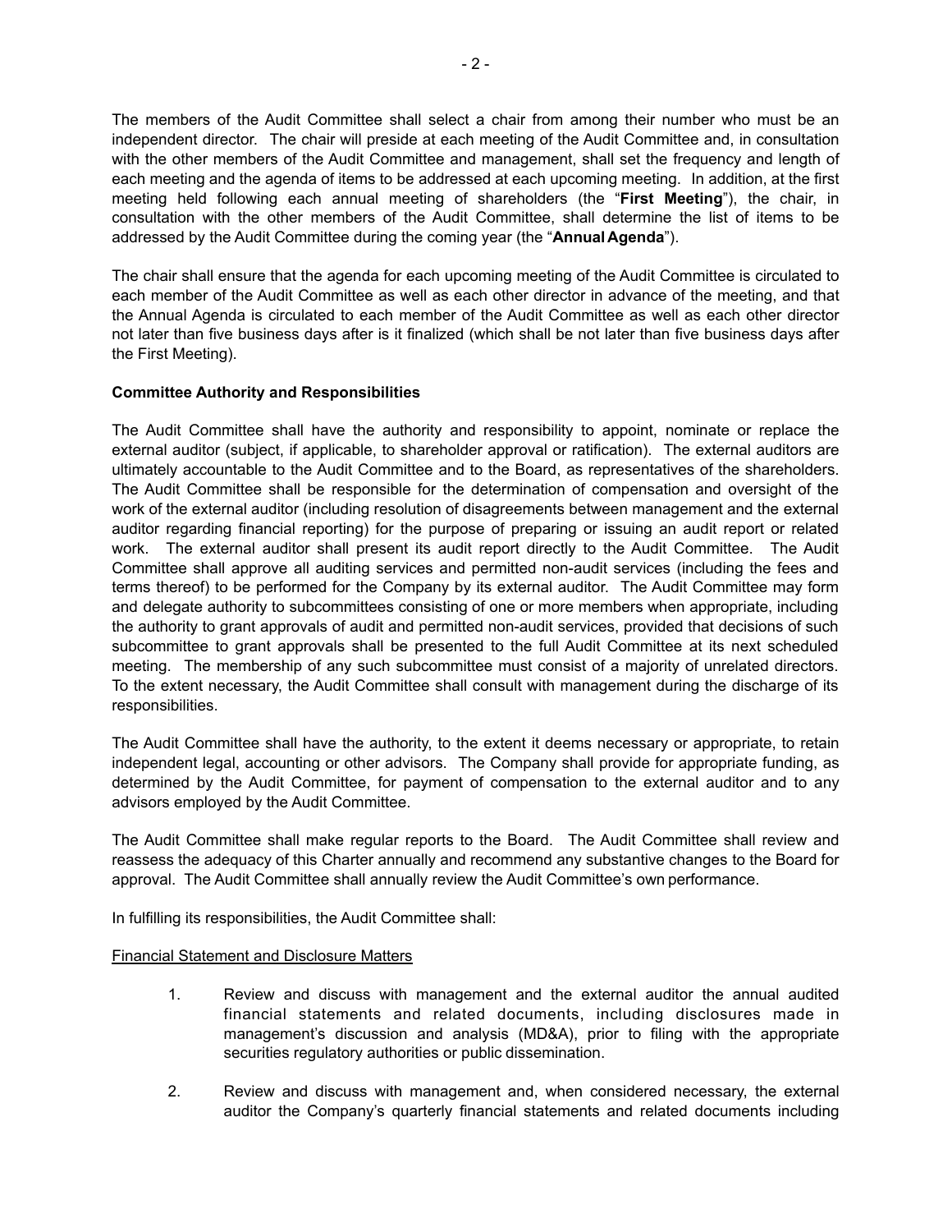The members of the Audit Committee shall select a chair from among their number who must be an independent director. The chair will preside at each meeting of the Audit Committee and, in consultation with the other members of the Audit Committee and management, shall set the frequency and length of each meeting and the agenda of items to be addressed at each upcoming meeting. In addition, at the first meeting held following each annual meeting of shareholders (the "**First Meeting**"), the chair, in consultation with the other members of the Audit Committee, shall determine the list of items to be addressed by the Audit Committee during the coming year (the "**Annual Agenda**").

The chair shall ensure that the agenda for each upcoming meeting of the Audit Committee is circulated to each member of the Audit Committee as well as each other director in advance of the meeting, and that the Annual Agenda is circulated to each member of the Audit Committee as well as each other director not later than five business days after is it finalized (which shall be not later than five business days after the First Meeting).

**Committee Authority and Responsibilities**

The Audit Committee shall have the authority and responsibility to appoint, nominate or replace the external auditor (subject, if applicable, to shareholder approval or ratification). The external auditors are ultimately accountable to the Audit Committee and to the Board, as representatives of the shareholders. The Audit Committee shall be responsible for the determination of compensation and oversight of the work of the external auditor (including resolution of disagreements between management and the external auditor regarding financial reporting) for the purpose of preparing or issuing an audit report or related work. The external auditor shall present its audit report directly to the Audit Committee. The Audit Committee shall approve all auditing services and permitted non-audit services (including the fees and terms thereof) to be performed for the Company by its external auditor. The Audit Committee may form and delegate authority to subcommittees consisting of one or more members when appropriate, including the authority to grant approvals of audit and permitted non-audit services, provided that decisions of such subcommittee to grant approvals shall be presented to the full Audit Committee at its next scheduled meeting. The membership of any such subcommittee must consist of a majority of unrelated directors. To the extent necessary, the Audit Committee shall consult with management during the discharge of its responsibilities.

The Audit Committee shall have the authority, to the extent it deems necessary or appropriate, to retain independent legal, accounting or other advisors. The Company shall provide for appropriate funding, as determined by the Audit Committee, for payment of compensation to the external auditor and to any advisors employed by the Audit Committee.

The Audit Committee shall make regular reports to the Board. The Audit Committee shall review and reassess the adequacy of this Charter annually and recommend any substantive changes to the Board for approval. The Audit Committee shall annually review the Audit Committee's own performance.

In fulfilling its responsibilities, the Audit Committee shall:

<u>Financial Statement and Disclosure Matters</u>

1. Review and discuss with management and the external auditor the annual audited financial statements and related documents, including disclosures made in management's discussion and analysis (MD&A), prior to filing with the appropriate securities regulatory authorities or public dissemination.

2. Review and discuss with management and, when considered necessary, the external auditor the Company's quarterly financial statements and related documents including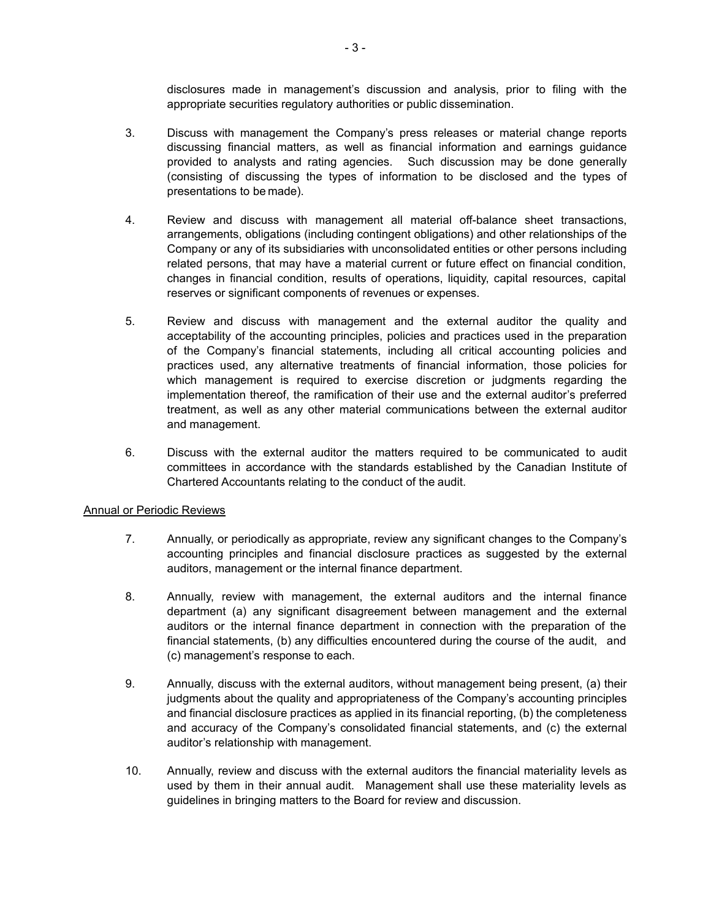disclosures made in management's discussion and analysis, prior to filing with the appropriate securities regulatory authorities or public dissemination.

3. Discuss with management the Company's press releases or material change reports discussing financial matters, as well as financial information and earnings guidance provided to analysts and rating agencies. Such discussion may be done generally (consisting of discussing the types of information to be disclosed and the types of presentations to be made).

4. Review and discuss with management all material off-balance sheet transactions, arrangements, obligations (including contingent obligations) and other relationships of the Company or any of its subsidiaries with unconsolidated entities or other persons including related persons, that may have a material current or future effect on financial condition, changes in financial condition, results of operations, liquidity, capital resources, capital reserves or significant components of revenues or expenses.

5. Review and discuss with management and the external auditor the quality and acceptability of the accounting principles, policies and practices used in the preparation of the Company's financial statements, including all critical accounting policies and practices used, any alternative treatments of financial information, those policies for which management is required to exercise discretion or judgments regarding the implementation thereof, the ramification of their use and the external auditor's preferred treatment, as well as any other material communications between the external auditor and management.

6. Discuss with the external auditor the matters required to be communicated to audit committees in accordance with the standards established by the Canadian Institute of Chartered Accountants relating to the conduct of the audit.

Annual or Periodic Reviews

7. Annually, or periodically as appropriate, review any significant changes to the Company's accounting principles and financial disclosure practices as suggested by the external auditors, management or the internal finance department.

8. Annually, review with management, the external auditors and the internal finance department (a) any significant disagreement between management and the external auditors or the internal finance department in connection with the preparation of the financial statements, (b) any difficulties encountered during the course of the audit, and (c) management's response to each.

9. Annually, discuss with the external auditors, without management being present, (a) their judgments about the quality and appropriateness of the Company's accounting principles and financial disclosure practices as applied in its financial reporting, (b) the completeness and accuracy of the Company's consolidated financial statements, and (c) the external auditor's relationship with management.

10. Annually, review and discuss with the external auditors the financial materiality levels as used by them in their annual audit. Management shall use these materiality levels as guidelines in bringing matters to the Board for review and discussion.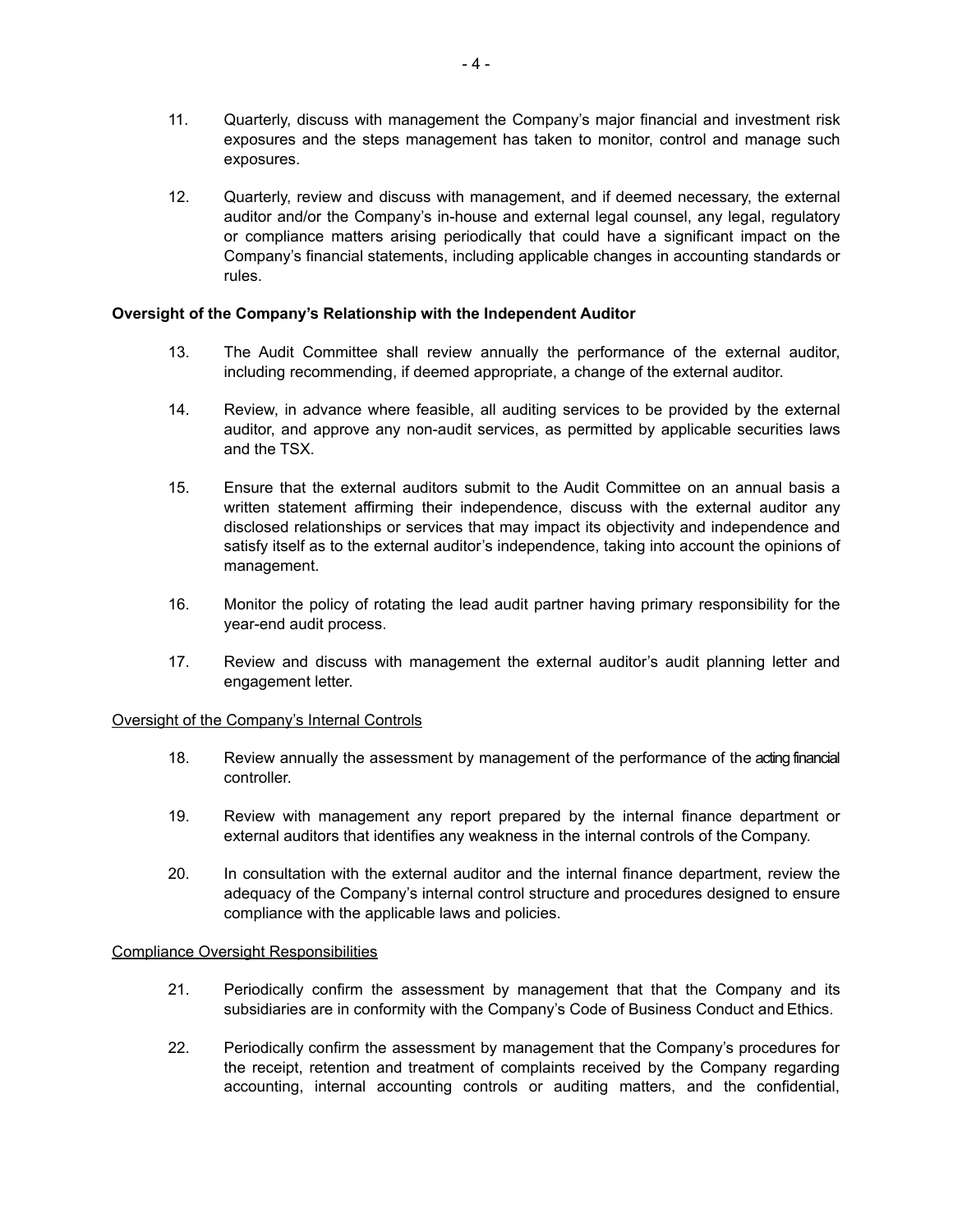11. Quarterly, discuss with management the Company's major financial and investment risk exposures and the steps management has taken to monitor, control and manage such exposures.

12. Quarterly, review and discuss with management, and if deemed necessary, the external auditor and/or the Company's in-house and external legal counsel, any legal, regulatory or compliance matters arising periodically that could have a significant impact on the Company's financial statements, including applicable changes in accounting standards or rules.

**Oversight of the Company's Relationship with the Independent Auditor**

13. The Audit Committee shall review annually the performance of the external auditor, including recommending, if deemed appropriate, a change of the external auditor.

14. Review, in advance where feasible, all auditing services to be provided by the external auditor, and approve any non-audit services, as permitted by applicable securities laws and the TSX.

15. Ensure that the external auditors submit to the Audit Committee on an annual basis a written statement affirming their independence, discuss with the external auditor any disclosed relationships or services that may impact its objectivity and independence and satisfy itself as to the external auditor's independence, taking into account the opinions of management.

16. Monitor the policy of rotating the lead audit partner having primary responsibility for the year-end audit process.

17. Review and discuss with management the external auditor's audit planning letter and engagement letter.

<u>Oversight of the Company's Internal Controls</u>

18. Review annually the assessment by management of the performance of the acting financial controller.

19. Review with management any report prepared by the internal finance department or external auditors that identifies any weakness in the internal controls of the Company.

20. In consultation with the external auditor and the internal finance department, review the adequacy of the Company's internal control structure and procedures designed to ensure compliance with the applicable laws and policies.

<u>Compliance Oversight Responsibilities</u>

21. Periodically confirm the assessment by management that that the Company and its subsidiaries are in conformity with the Company's Code of Business Conduct and Ethics.

22. Periodically confirm the assessment by management that the Company's procedures for the receipt, retention and treatment of complaints received by the Company regarding accounting, internal accounting controls or auditing matters, and the confidential,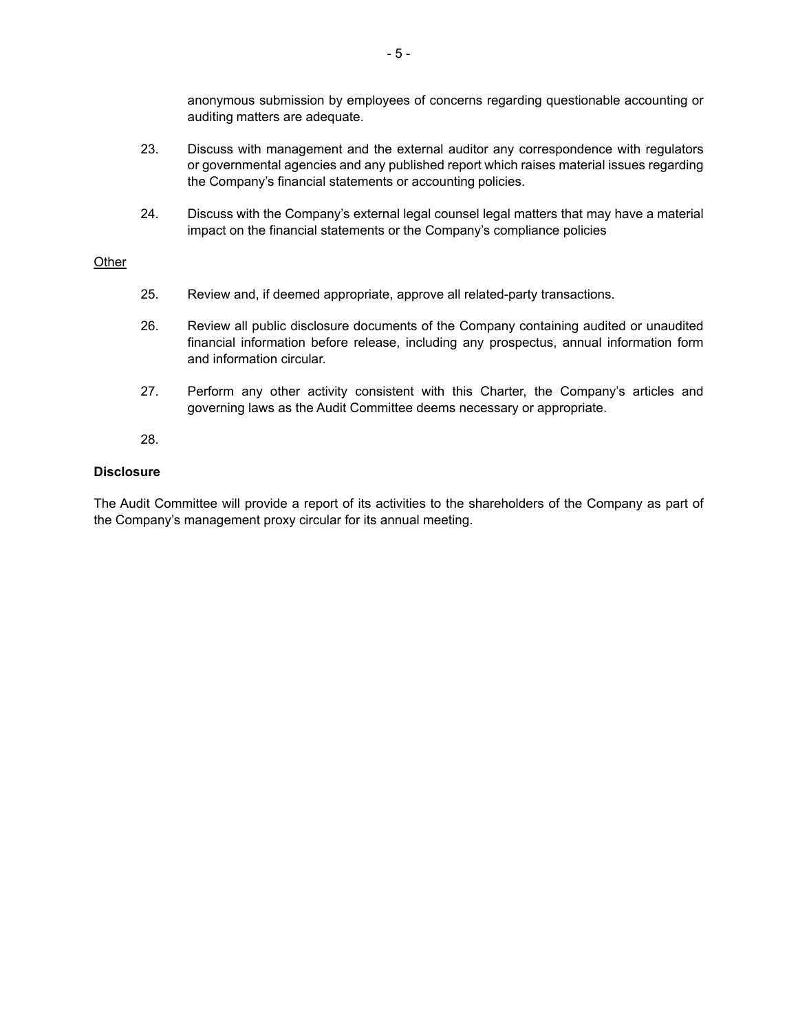anonymous submission by employees of concerns regarding questionable accounting or auditing matters are adequate.

23. Discuss with management and the external auditor any correspondence with regulators or governmental agencies and any published report which raises material issues regarding the Company's financial statements or accounting policies.

24. Discuss with the Company's external legal counsel legal matters that may have a material impact on the financial statements or the Company's compliance policies

Other

25. Review and, if deemed appropriate, approve all related-party transactions.

26. Review all public disclosure documents of the Company containing audited or unaudited financial information before release, including any prospectus, annual information form and information circular.

27. Perform any other activity consistent with this Charter, the Company's articles and governing laws as the Audit Committee deems necessary or appropriate.

28.

**Disclosure**

The Audit Committee will provide a report of its activities to the shareholders of the Company as part of the Company's management proxy circular for its annual meeting.